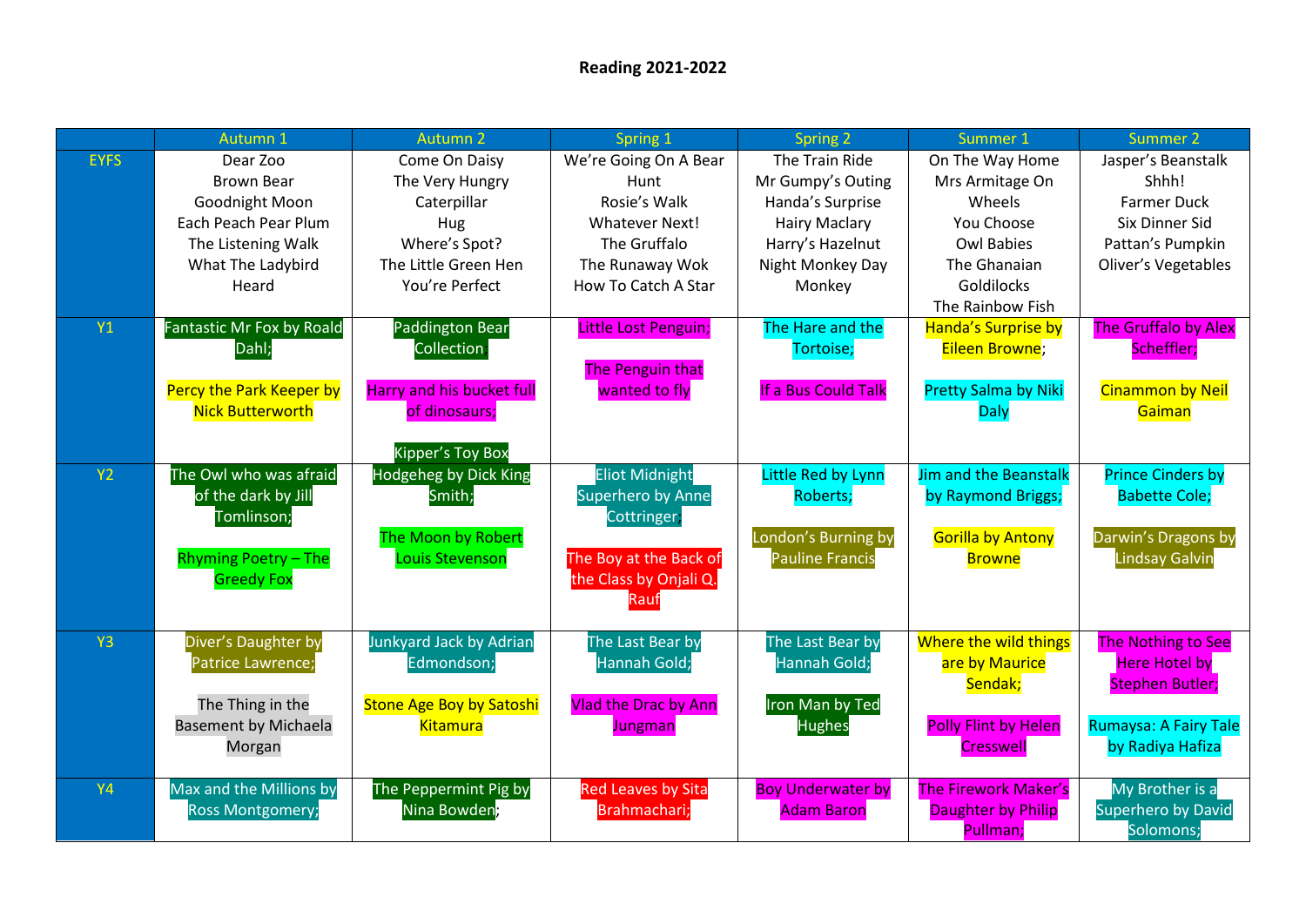# Reading 2021-2022

| | Autumn 1 | Autumn 2 | Spring 1 | Spring 2 | Summer 1 | Summer 2 |
|---|---|---|---|---|---|---|
| EYFS | Dear Zoo<br>Brown Bear<br>Goodnight Moon<br>Each Peach Pear Plum<br>The Listening Walk<br>What The Ladybird Heard | Come On Daisy<br>The Very Hungry Caterpillar<br>Hug<br>Where's Spot?<br>The Little Green Hen<br>You're Perfect | We're Going On A Bear Hunt<br>Rosie's Walk<br>Whatever Next!<br>The Gruffalo<br>The Runaway Wok<br>How To Catch A Star | The Train Ride<br>Mr Gumpy's Outing<br>Handa's Surprise<br>Hairy Maclary<br>Harry's Hazelnut<br>Night Monkey Day Monkey | On The Way Home<br>Mrs Armitage On Wheels<br>You Choose<br>Owl Babies<br>The Ghanaian Goldilocks<br>The Rainbow Fish | Jasper's Beanstalk<br>Shhh!<br>Farmer Duck<br>Six Dinner Sid<br>Pattan's Pumpkin<br>Oliver's Vegetables |
| Y1 | Fantastic Mr Fox by Roald Dahl;<br><br>Percy the Park Keeper by Nick Butterworth | Paddington Bear Collection<br><br>Harry and his bucket full of dinosaurs;<br><br>Kipper's Toy Box | Little Lost Penguin;<br><br>The Penguin that wanted to fly | The Hare and the Tortoise;<br><br>If a Bus Could Talk | Handa's Surprise by Eileen Browne;<br><br>Pretty Salma by Niki Daly | The Gruffalo by Alex Scheffler;<br><br>Cinammon by Neil Gaiman |
| Y2 | The Owl who was afraid of the dark by Jill Tomlinson;<br><br>Rhyming Poetry – The Greedy Fox | Hodgeheg by Dick King Smith;<br><br>The Moon by Robert Louis Stevenson | Eliot Midnight Superhero by Anne Cottringer;<br><br>The Boy at the Back of the Class by Onjali Q. Rauf | Little Red by Lynn Roberts;<br><br>London's Burning by Pauline Francis | Jim and the Beanstalk by Raymond Briggs;<br><br>Gorilla by Antony Browne | Prince Cinders by Babette Cole;<br><br>Darwin's Dragons by Lindsay Galvin |
| Y3 | Diver's Daughter by Patrice Lawrence;<br><br>The Thing in the Basement by Michaela Morgan | Junkyard Jack by Adrian Edmondson;<br><br>Stone Age Boy by Satoshi Kitamura | The Last Bear by Hannah Gold;<br><br>Vlad the Drac by Ann Jungman | The Last Bear by Hannah Gold;<br><br>Iron Man by Ted Hughes | Where the wild things are by Maurice Sendak;<br><br>Polly Flint by Helen Cresswell | The Nothing to See Here Hotel by Stephen Butler;<br><br>Rumaysa: A Fairy Tale by Radiya Hafiza |
| Y4 | Max and the Millions by Ross Montgomery; | The Peppermint Pig by Nina Bowden; | Red Leaves by Sita Brahmachari; | Boy Underwater by Adam Baron | The Firework Maker's Daughter by Philip Pullman; | My Brother is a Superhero by David Solomons; |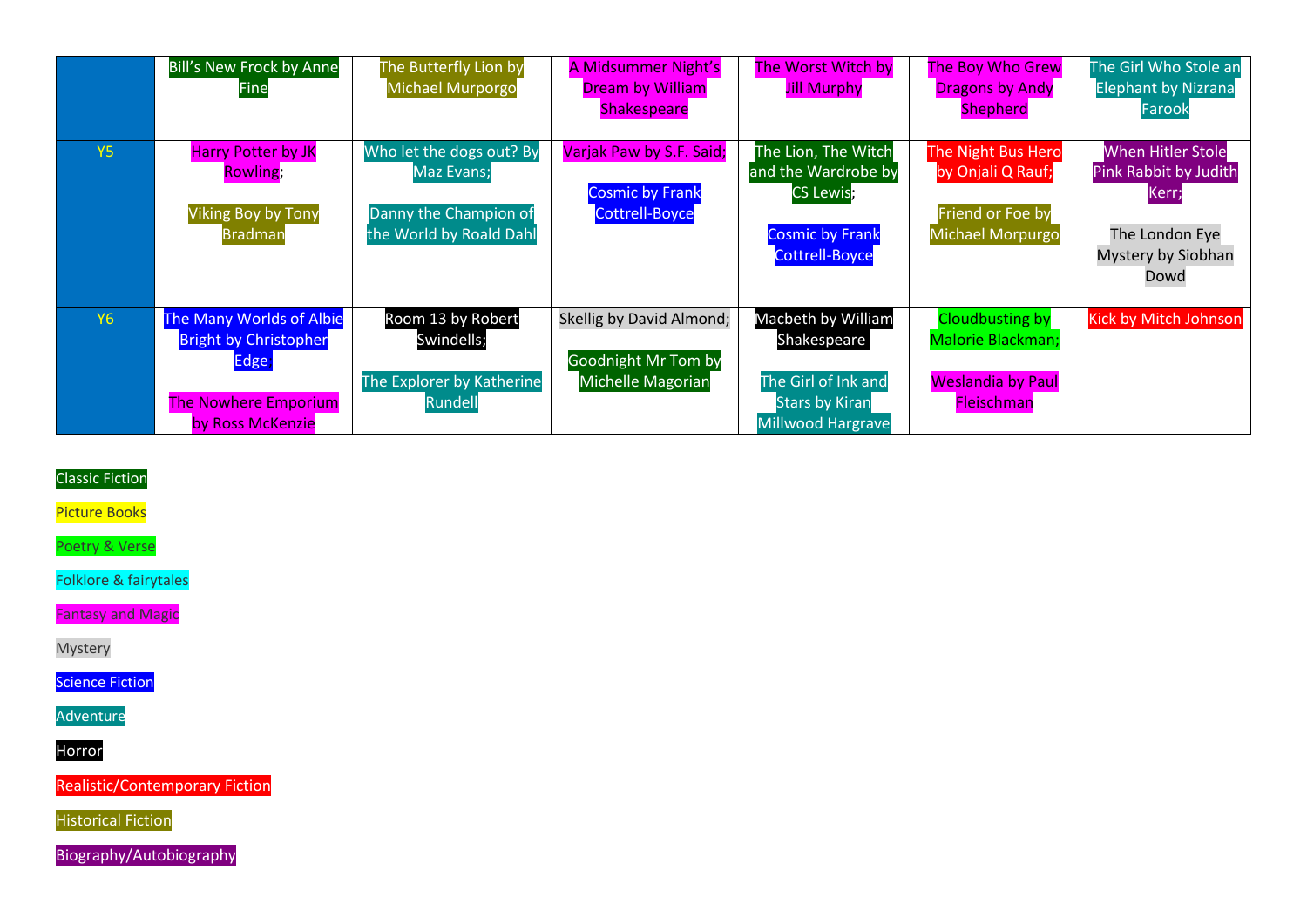|  |  |  |  |  |  |  |
|---|---|---|---|---|---|---|
|  | Bill's New Frock by Anne Fine | The Butterfly Lion by Michael Murporgo | A Midsummer Night's Dream by William Shakespeare | The Worst Witch by Jill Murphy | The Boy Who Grew Dragons by Andy Shepherd | The Girl Who Stole an Elephant by Nizrana Farook |
| Y5 | Harry Potter by JK Rowling; Viking Boy by Tony Bradman | Who let the dogs out? By Maz Evans; Danny the Champion of the World by Roald Dahl | Varjak Paw by S.F. Said; Cosmic by Frank Cottrell-Boyce | The Lion, The Witch and the Wardrobe by CS Lewis; Cosmic by Frank Cottrell-Boyce | The Night Bus Hero by Onjali Q Rauf; Friend or Foe by Michael Morpurgo | When Hitler Stole Pink Rabbit by Judith Kerr; The London Eye Mystery by Siobhan Dowd |
| Y6 | The Many Worlds of Albie Bright by Christopher Edge; The Nowhere Emporium by Ross McKenzie | Room 13 by Robert Swindells; The Explorer by Katherine Rundell | Skellig by David Almond; Goodnight Mr Tom by Michelle Magorian | Macbeth by William Shakespeare; The Girl of Ink and Stars by Kiran Millwood Hargrave | Cloudbusting by Malorie Blackman; Weslandia by Paul Fleischman | Kick by Mitch Johnson |

Classic Fiction

Picture Books

Poetry & Verse

Folklore & fairytales

Fantasy and Magic

Mystery

Science Fiction

Adventure

Horror

Realistic/Contemporary Fiction

Historical Fiction

Biography/Autobiography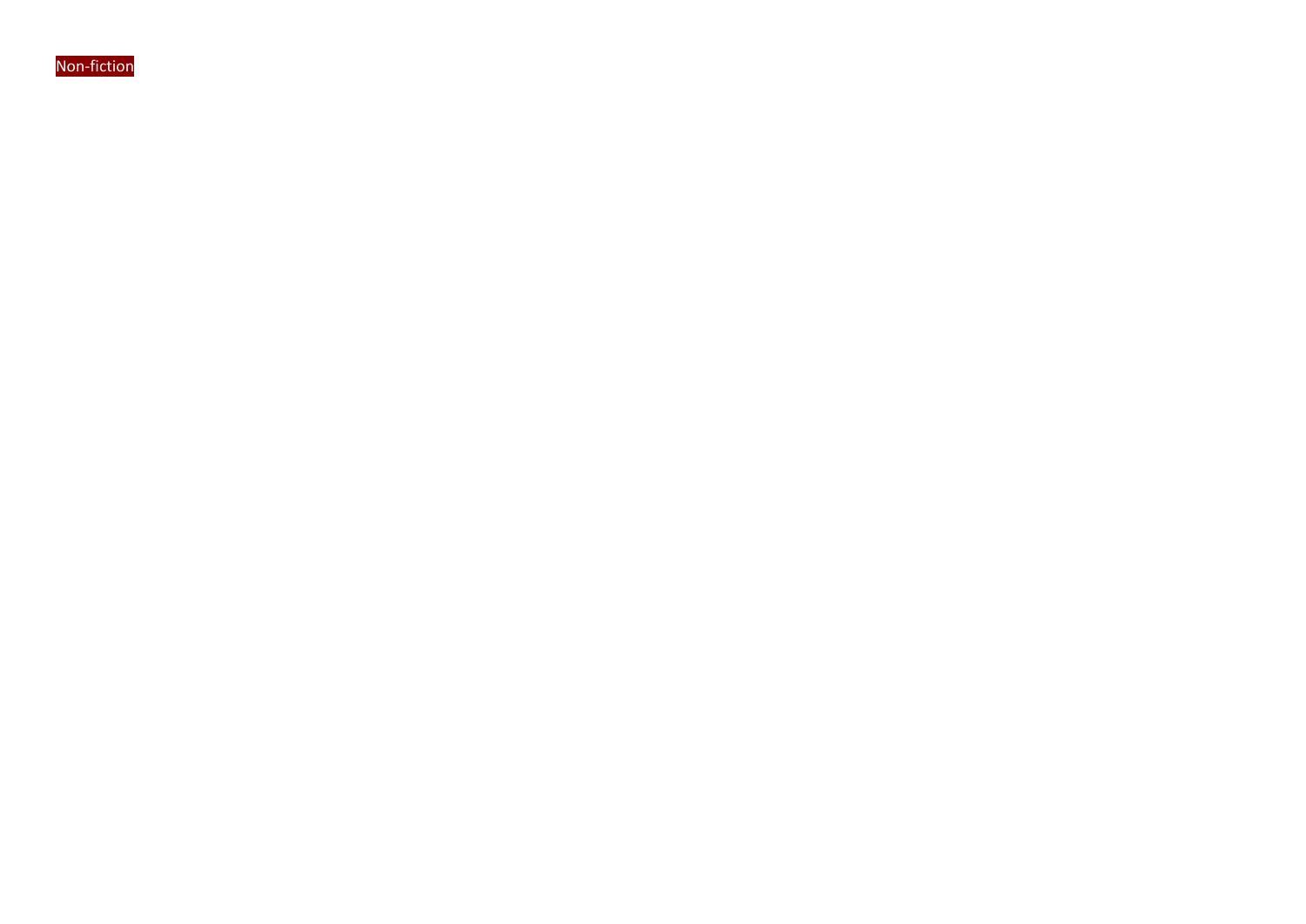Non-fiction